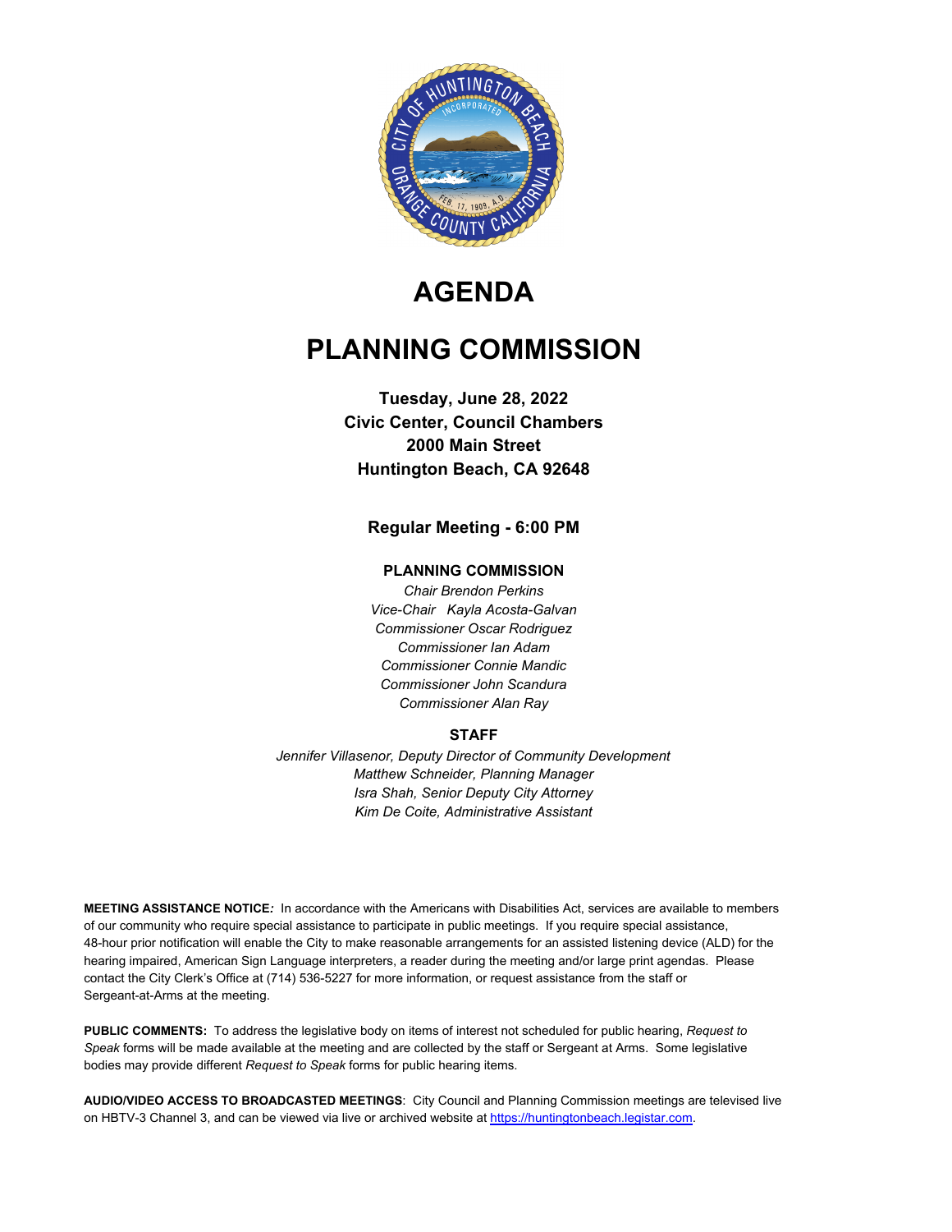# AGENDA

# PLANNING COMMISSION

**Tuesday, June 28, 2022**
**Civic Center, Council Chambers**
**2000 Main Street**
**Huntington Beach, CA 92648**

**Regular Meeting - 6:00 PM**

**PLANNING COMMISSION**

*Chair Brendon Perkins*
*Vice-Chair Kayla Acosta-Galvan*
*Commissioner Oscar Rodriguez*
*Commissioner Ian Adam*
*Commissioner Connie Mandic*
*Commissioner John Scandura*
*Commissioner Alan Ray*

**STAFF**

*Jennifer Villasenor, Deputy Director of Community Development*
*Matthew Schneider, Planning Manager*
*Isra Shah, Senior Deputy City Attorney*
*Kim De Coite, Administrative Assistant*

**MEETING ASSISTANCE NOTICE***:* In accordance with the Americans with Disabilities Act, services are available to members of our community who require special assistance to participate in public meetings. If you require special assistance, 48-hour prior notification will enable the City to make reasonable arrangements for an assisted listening device (ALD) for the hearing impaired, American Sign Language interpreters, a reader during the meeting and/or large print agendas. Please contact the City Clerk's Office at (714) 536-5227 for more information, or request assistance from the staff or Sergeant-at-Arms at the meeting.

**PUBLIC COMMENTS:** To address the legislative body on items of interest not scheduled for public hearing, *Request to Speak* forms will be made available at the meeting and are collected by the staff or Sergeant at Arms. Some legislative bodies may provide different *Request to Speak* forms for public hearing items.

**AUDIO/VIDEO ACCESS TO BROADCASTED MEETINGS**: City Council and Planning Commission meetings are televised live on HBTV-3 Channel 3, and can be viewed via live or archived website at https://huntingtonbeach.legistar.com.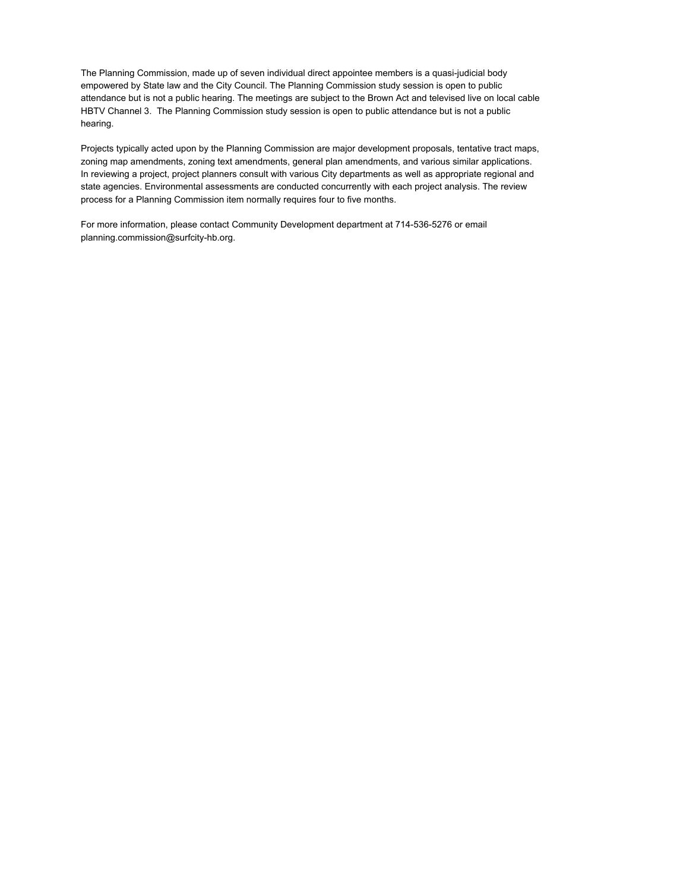The Planning Commission, made up of seven individual direct appointee members is a quasi-judicial body empowered by State law and the City Council. The Planning Commission study session is open to public attendance but is not a public hearing. The meetings are subject to the Brown Act and televised live on local cable HBTV Channel 3. The Planning Commission study session is open to public attendance but is not a public hearing.

Projects typically acted upon by the Planning Commission are major development proposals, tentative tract maps, zoning map amendments, zoning text amendments, general plan amendments, and various similar applications. In reviewing a project, project planners consult with various City departments as well as appropriate regional and state agencies. Environmental assessments are conducted concurrently with each project analysis. The review process for a Planning Commission item normally requires four to five months.

For more information, please contact Community Development department at 714-536-5276 or email planning.commission@surfcity-hb.org.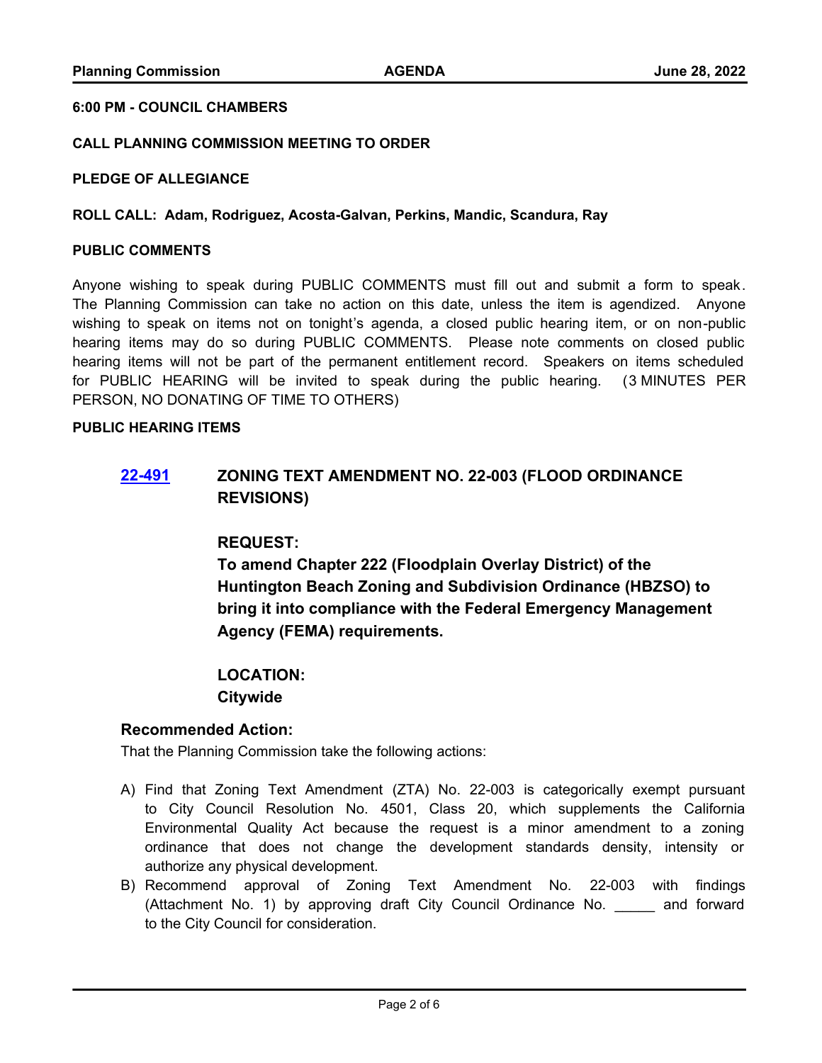**6:00 PM - COUNCIL CHAMBERS**

**CALL PLANNING COMMISSION MEETING TO ORDER**

**PLEDGE OF ALLEGIANCE**

**ROLL CALL: Adam, Rodriguez, Acosta-Galvan, Perkins, Mandic, Scandura, Ray**

**PUBLIC COMMENTS**

Anyone wishing to speak during PUBLIC COMMENTS must fill out and submit a form to speak. The Planning Commission can take no action on this date, unless the item is agendized. Anyone wishing to speak on items not on tonight's agenda, a closed public hearing item, or on non-public hearing items may do so during PUBLIC COMMENTS. Please note comments on closed public hearing items will not be part of the permanent entitlement record. Speakers on items scheduled for PUBLIC HEARING will be invited to speak during the public hearing. (3 MINUTES PER PERSON, NO DONATING OF TIME TO OTHERS)

**PUBLIC HEARING ITEMS**

## 22-491 ZONING TEXT AMENDMENT NO. 22-003 (FLOOD ORDINANCE REVISIONS)

**REQUEST:**

**To amend Chapter 222 (Floodplain Overlay District) of the Huntington Beach Zoning and Subdivision Ordinance (HBZSO) to bring it into compliance with the Federal Emergency Management Agency (FEMA) requirements.**

**LOCATION:**

**Citywide**

**Recommended Action:**

That the Planning Commission take the following actions:

A) Find that Zoning Text Amendment (ZTA) No. 22-003 is categorically exempt pursuant to City Council Resolution No. 4501, Class 20, which supplements the California Environmental Quality Act because the request is a minor amendment to a zoning ordinance that does not change the development standards density, intensity or authorize any physical development.

B) Recommend approval of Zoning Text Amendment No. 22-003 with findings (Attachment No. 1) by approving draft City Council Ordinance No. _____ and forward to the City Council for consideration.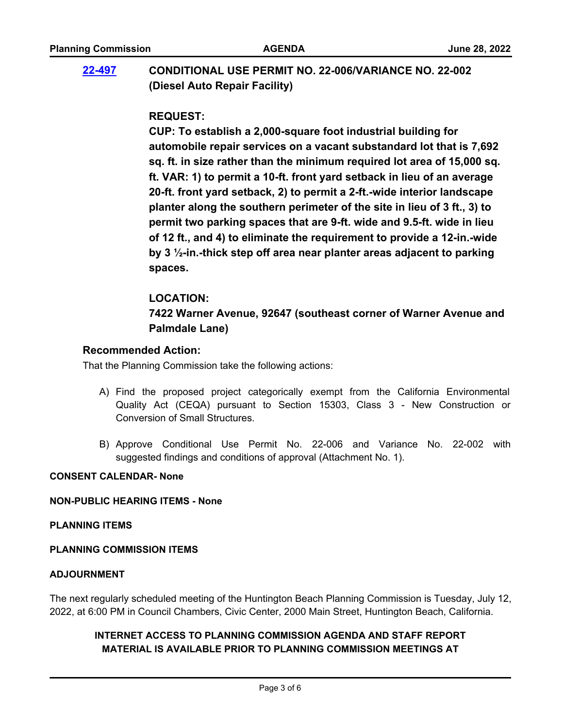**22-497** **CONDITIONAL USE PERMIT NO. 22-006/VARIANCE NO. 22-002 (Diesel Auto Repair Facility)**

**REQUEST:**

**CUP: To establish a 2,000-square foot industrial building for automobile repair services on a vacant substandard lot that is 7,692 sq. ft. in size rather than the minimum required lot area of 15,000 sq. ft. VAR: 1) to permit a 10-ft. front yard setback in lieu of an average 20-ft. front yard setback, 2) to permit a 2-ft.-wide interior landscape planter along the southern perimeter of the site in lieu of 3 ft., 3) to permit two parking spaces that are 9-ft. wide and 9.5-ft. wide in lieu of 12 ft., and 4) to eliminate the requirement to provide a 12-in.-wide by 3 ½-in.-thick step off area near planter areas adjacent to parking spaces.**

**LOCATION:**

**7422 Warner Avenue, 92647 (southeast corner of Warner Avenue and Palmdale Lane)**

**Recommended Action:**

That the Planning Commission take the following actions:

A) Find the proposed project categorically exempt from the California Environmental Quality Act (CEQA) pursuant to Section 15303, Class 3 - New Construction or Conversion of Small Structures.

B) Approve Conditional Use Permit No. 22-006 and Variance No. 22-002 with suggested findings and conditions of approval (Attachment No. 1).

**CONSENT CALENDAR- None**

**NON-PUBLIC HEARING ITEMS - None**

**PLANNING ITEMS**

**PLANNING COMMISSION ITEMS**

**ADJOURNMENT**

The next regularly scheduled meeting of the Huntington Beach Planning Commission is Tuesday, July 12, 2022, at 6:00 PM in Council Chambers, Civic Center, 2000 Main Street, Huntington Beach, California.

**INTERNET ACCESS TO PLANNING COMMISSION AGENDA AND STAFF REPORT MATERIAL IS AVAILABLE PRIOR TO PLANNING COMMISSION MEETINGS AT**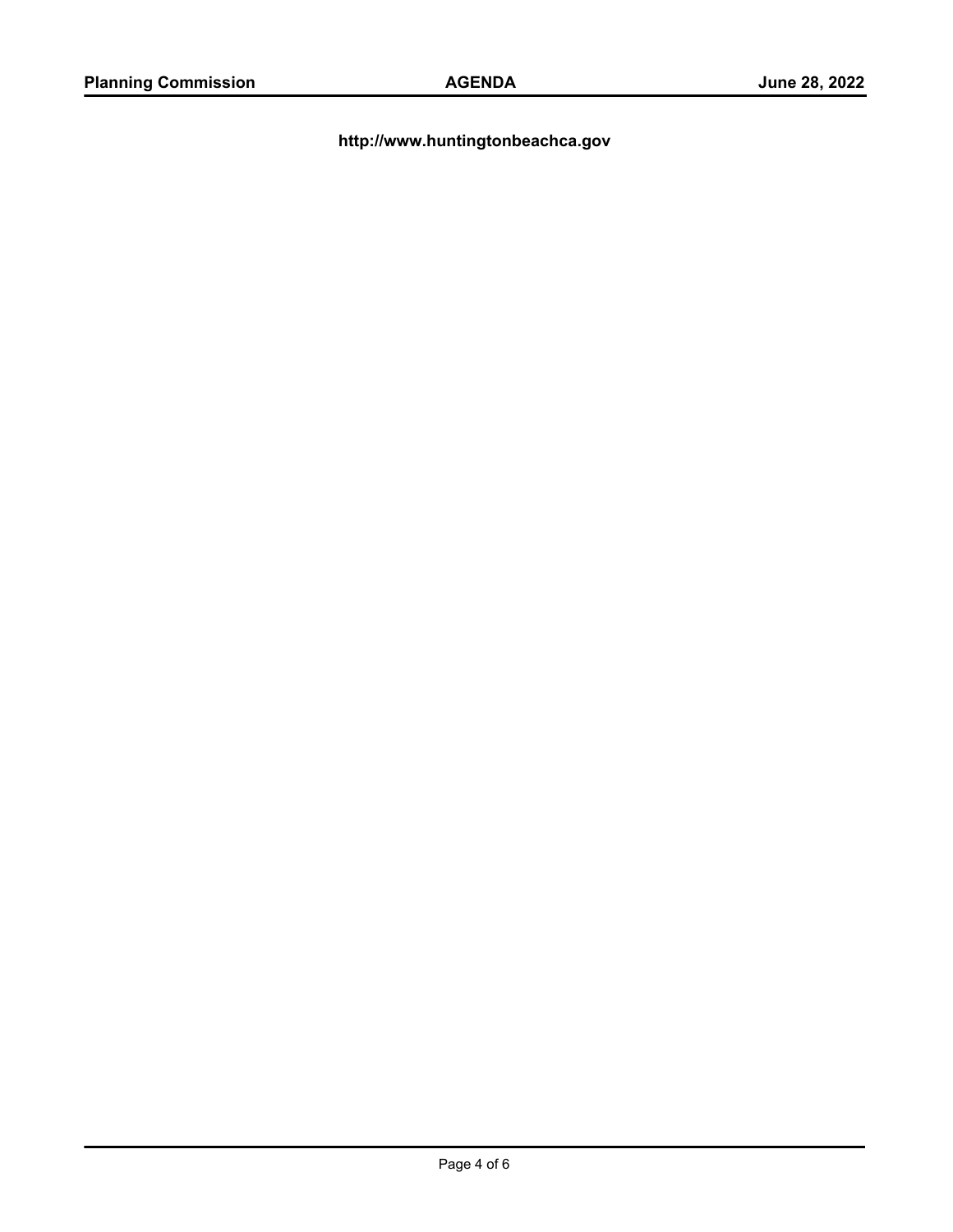**http://www.huntingtonbeachca.gov**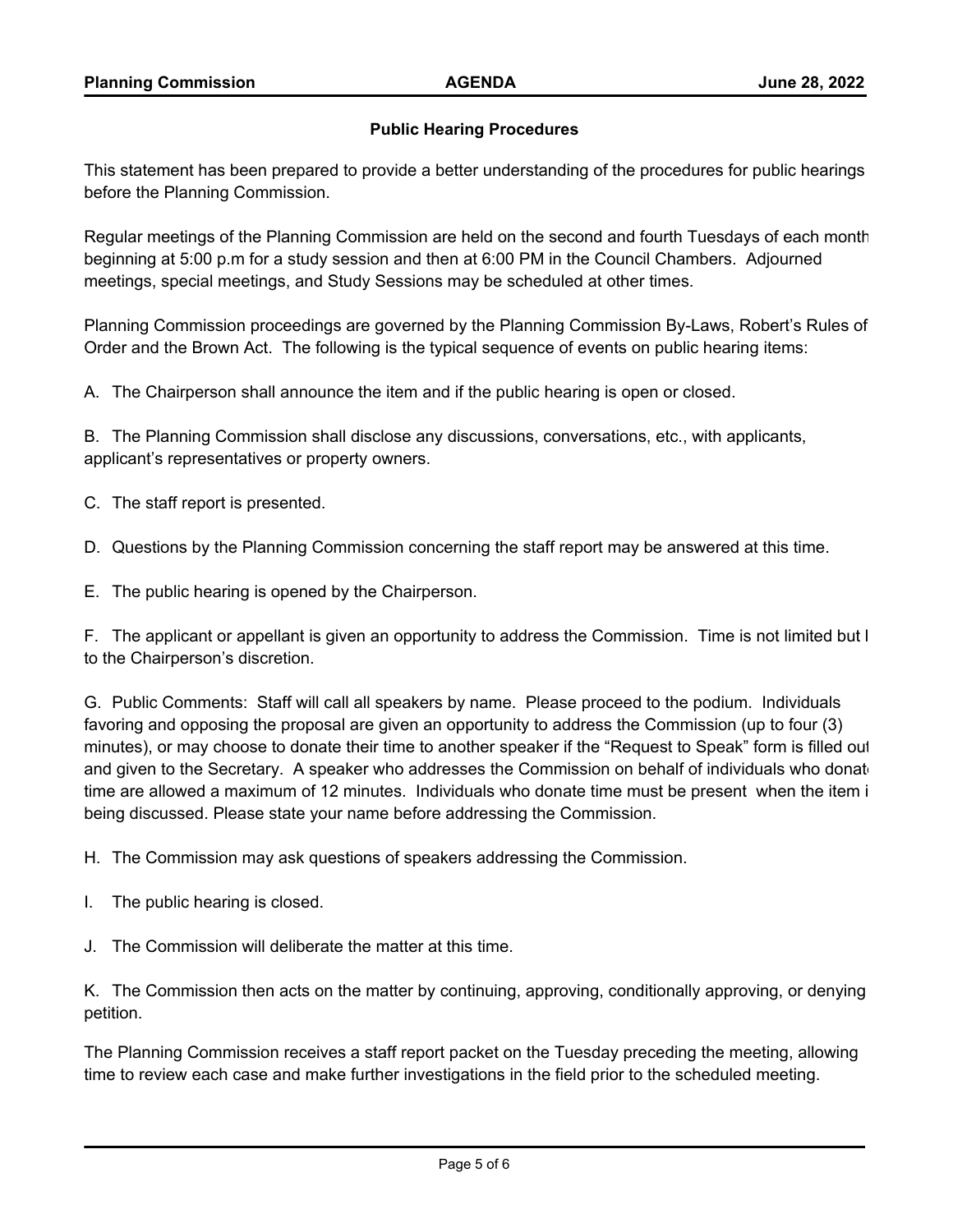## Public Hearing Procedures

This statement has been prepared to provide a better understanding of the procedures for public hearings before the Planning Commission.

Regular meetings of the Planning Commission are held on the second and fourth Tuesdays of each month beginning at 5:00 p.m for a study session and then at 6:00 PM in the Council Chambers. Adjourned meetings, special meetings, and Study Sessions may be scheduled at other times.

Planning Commission proceedings are governed by the Planning Commission By-Laws, Robert's Rules of Order and the Brown Act. The following is the typical sequence of events on public hearing items:

A. The Chairperson shall announce the item and if the public hearing is open or closed.

B. The Planning Commission shall disclose any discussions, conversations, etc., with applicants, applicant's representatives or property owners.

C. The staff report is presented.

D. Questions by the Planning Commission concerning the staff report may be answered at this time.

E. The public hearing is opened by the Chairperson.

F. The applicant or appellant is given an opportunity to address the Commission. Time is not limited but l to the Chairperson's discretion.

G. Public Comments: Staff will call all speakers by name. Please proceed to the podium. Individuals favoring and opposing the proposal are given an opportunity to address the Commission (up to four (3) minutes), or may choose to donate their time to another speaker if the "Request to Speak" form is filled out and given to the Secretary. A speaker who addresses the Commission on behalf of individuals who donate time are allowed a maximum of 12 minutes. Individuals who donate time must be present when the item i being discussed. Please state your name before addressing the Commission.

H. The Commission may ask questions of speakers addressing the Commission.

I. The public hearing is closed.

J. The Commission will deliberate the matter at this time.

K. The Commission then acts on the matter by continuing, approving, conditionally approving, or denying petition.

The Planning Commission receives a staff report packet on the Tuesday preceding the meeting, allowing time to review each case and make further investigations in the field prior to the scheduled meeting.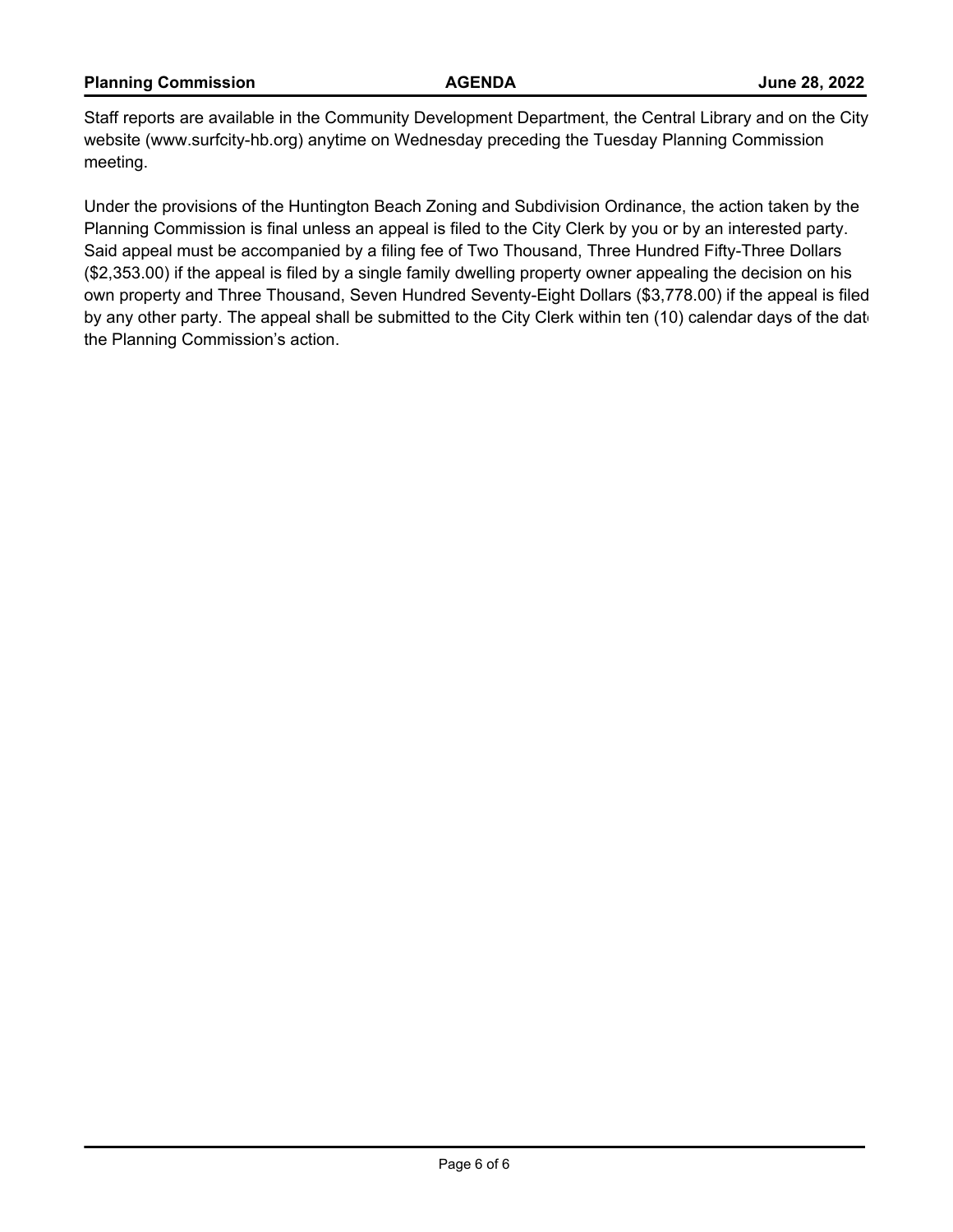Staff reports are available in the Community Development Department, the Central Library and on the City website (www.surfcity-hb.org) anytime on Wednesday preceding the Tuesday Planning Commission meeting.

Under the provisions of the Huntington Beach Zoning and Subdivision Ordinance, the action taken by the Planning Commission is final unless an appeal is filed to the City Clerk by you or by an interested party. Said appeal must be accompanied by a filing fee of Two Thousand, Three Hundred Fifty-Three Dollars ($2,353.00) if the appeal is filed by a single family dwelling property owner appealing the decision on his own property and Three Thousand, Seven Hundred Seventy-Eight Dollars ($3,778.00) if the appeal is filed by any other party. The appeal shall be submitted to the City Clerk within ten (10) calendar days of the date the Planning Commission's action.